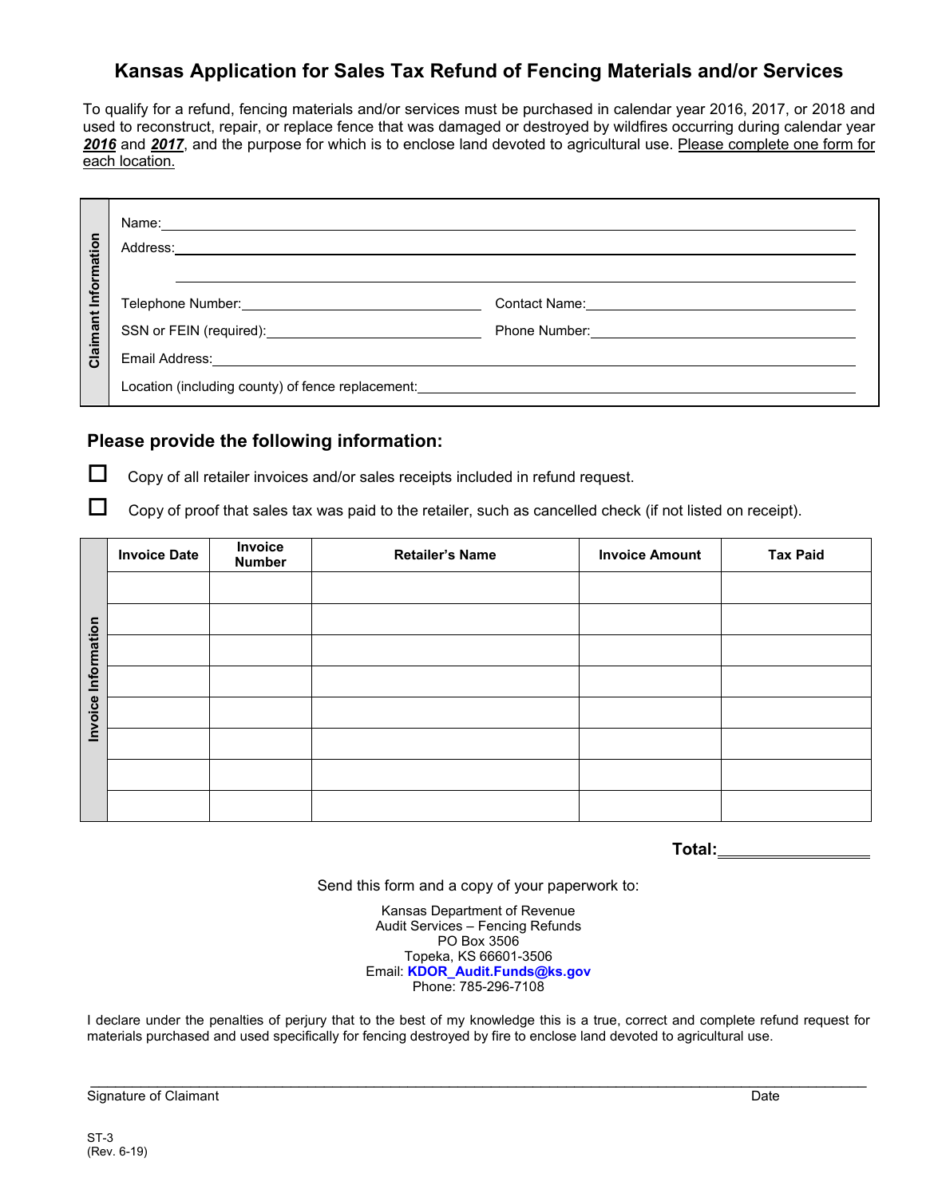# Kansas Application for Sales Tax Refund of Fencing Materials and/or Services

To qualify for a refund, fencing materials and/or services must be purchased in calendar year 2016, 2017, or 2018 and used to reconstruct, repair, or replace fence that was damaged or destroyed by wildfires occurring during calendar year ***2016*** and ***2017***, and the purpose for which is to enclose land devoted to agricultural use. Please complete one form for each location.

**Claimant Information**

Name: ______________________________

Address: ______________________________

______________________________

Telephone Number: ______________________________ Contact Name: ______________________________

SSN or FEIN (required): ______________________________ Phone Number: ______________________________

Email Address: ______________________________

Location (including county) of fence replacement: ______________________________

## Please provide the following information:

☐ Copy of all retailer invoices and/or sales receipts included in refund request.

☐ Copy of proof that sales tax was paid to the retailer, such as cancelled check (if not listed on receipt).

**Invoice Information**

| Invoice Date | Invoice Number | Retailer's Name | Invoice Amount | Tax Paid |
|---|---|---|---|---|
| | | | | |
| | | | | |
| | | | | |
| | | | | |
| | | | | |
| | | | | |
| | | | | |
| | | | | |

**Total:** ______________

Send this form and a copy of your paperwork to:

Kansas Department of Revenue
Audit Services – Fencing Refunds
PO Box 3506
Topeka, KS 66601-3506
Email: **KDOR_Audit.Funds@ks.gov**
Phone: 785-296-7108

I declare under the penalties of perjury that to the best of my knowledge this is a true, correct and complete refund request for materials purchased and used specifically for fencing destroyed by fire to enclose land devoted to agricultural use.

______________________________________________________________________

Signature of Claimant Date

ST-3
(Rev. 6-19)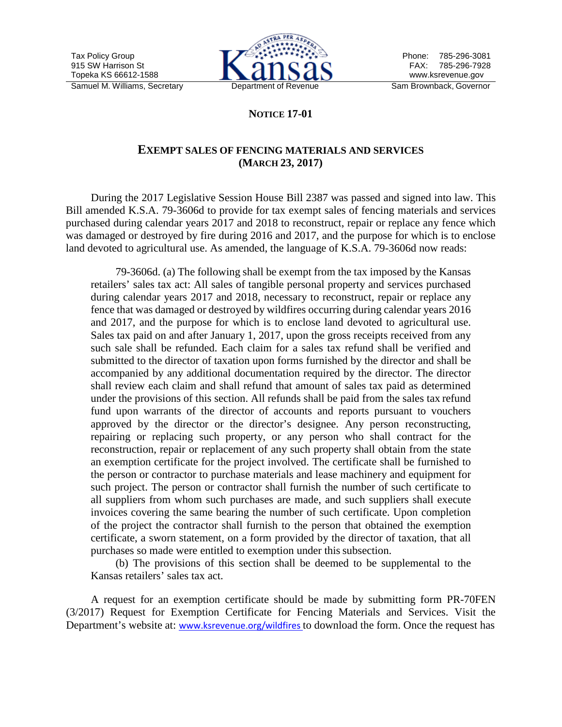Tax Policy Group
915 SW Harrison St
Topeka KS 66612-1588
Samuel M. Williams, Secretary

Kansas
Department of Revenue

Phone: 785-296-3081
FAX: 785-296-7928
www.ksrevenue.gov
Sam Brownback, Governor

**NOTICE 17-01**

## EXEMPT SALES OF FENCING MATERIALS AND SERVICES (MARCH 23, 2017)

During the 2017 Legislative Session House Bill 2387 was passed and signed into law. This Bill amended K.S.A. 79-3606d to provide for tax exempt sales of fencing materials and services purchased during calendar years 2017 and 2018 to reconstruct, repair or replace any fence which was damaged or destroyed by fire during 2016 and 2017, and the purpose for which is to enclose land devoted to agricultural use. As amended, the language of K.S.A. 79-3606d now reads:

> 79-3606d. (a) The following shall be exempt from the tax imposed by the Kansas retailers' sales tax act: All sales of tangible personal property and services purchased during calendar years 2017 and 2018, necessary to reconstruct, repair or replace any fence that was damaged or destroyed by wildfires occurring during calendar years 2016 and 2017, and the purpose for which is to enclose land devoted to agricultural use. Sales tax paid on and after January 1, 2017, upon the gross receipts received from any such sale shall be refunded. Each claim for a sales tax refund shall be verified and submitted to the director of taxation upon forms furnished by the director and shall be accompanied by any additional documentation required by the director. The director shall review each claim and shall refund that amount of sales tax paid as determined under the provisions of this section. All refunds shall be paid from the sales tax refund fund upon warrants of the director of accounts and reports pursuant to vouchers approved by the director or the director's designee. Any person reconstructing, repairing or replacing such property, or any person who shall contract for the reconstruction, repair or replacement of any such property shall obtain from the state an exemption certificate for the project involved. The certificate shall be furnished to the person or contractor to purchase materials and lease machinery and equipment for such project. The person or contractor shall furnish the number of such certificate to all suppliers from whom such purchases are made, and such suppliers shall execute invoices covering the same bearing the number of such certificate. Upon completion of the project the contractor shall furnish to the person that obtained the exemption certificate, a sworn statement, on a form provided by the director of taxation, that all purchases so made were entitled to exemption under this subsection.
>
> (b) The provisions of this section shall be deemed to be supplemental to the Kansas retailers' sales tax act.

A request for an exemption certificate should be made by submitting form PR-70FEN (3/2017) Request for Exemption Certificate for Fencing Materials and Services. Visit the Department's website at: www.ksrevenue.org/wildfires to download the form. Once the request has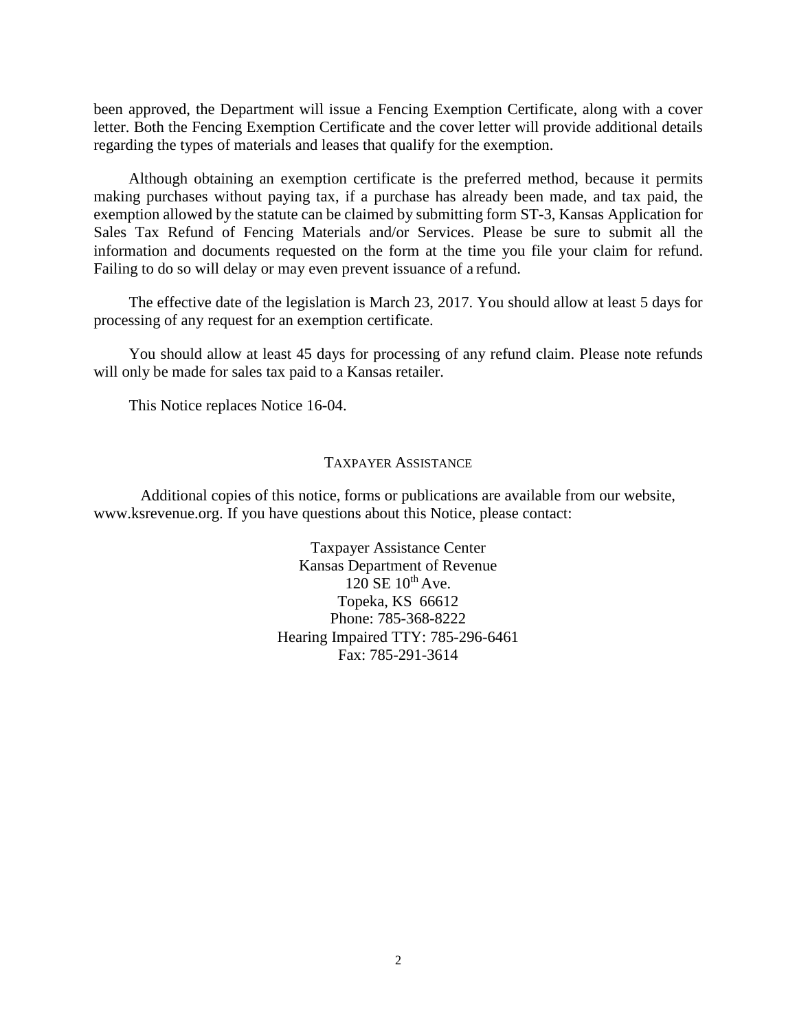been approved, the Department will issue a Fencing Exemption Certificate, along with a cover letter. Both the Fencing Exemption Certificate and the cover letter will provide additional details regarding the types of materials and leases that qualify for the exemption.

Although obtaining an exemption certificate is the preferred method, because it permits making purchases without paying tax, if a purchase has already been made, and tax paid, the exemption allowed by the statute can be claimed by submitting form ST-3, Kansas Application for Sales Tax Refund of Fencing Materials and/or Services. Please be sure to submit all the information and documents requested on the form at the time you file your claim for refund. Failing to do so will delay or may even prevent issuance of a refund.

The effective date of the legislation is March 23, 2017. You should allow at least 5 days for processing of any request for an exemption certificate.

You should allow at least 45 days for processing of any refund claim. Please note refunds will only be made for sales tax paid to a Kansas retailer.

This Notice replaces Notice 16-04.

## TAXPAYER ASSISTANCE

Additional copies of this notice, forms or publications are available from our website, www.ksrevenue.org. If you have questions about this Notice, please contact:

Taxpayer Assistance Center
Kansas Department of Revenue
120 SE 10th Ave.
Topeka, KS 66612
Phone: 785-368-8222
Hearing Impaired TTY: 785-296-6461
Fax: 785-291-3614